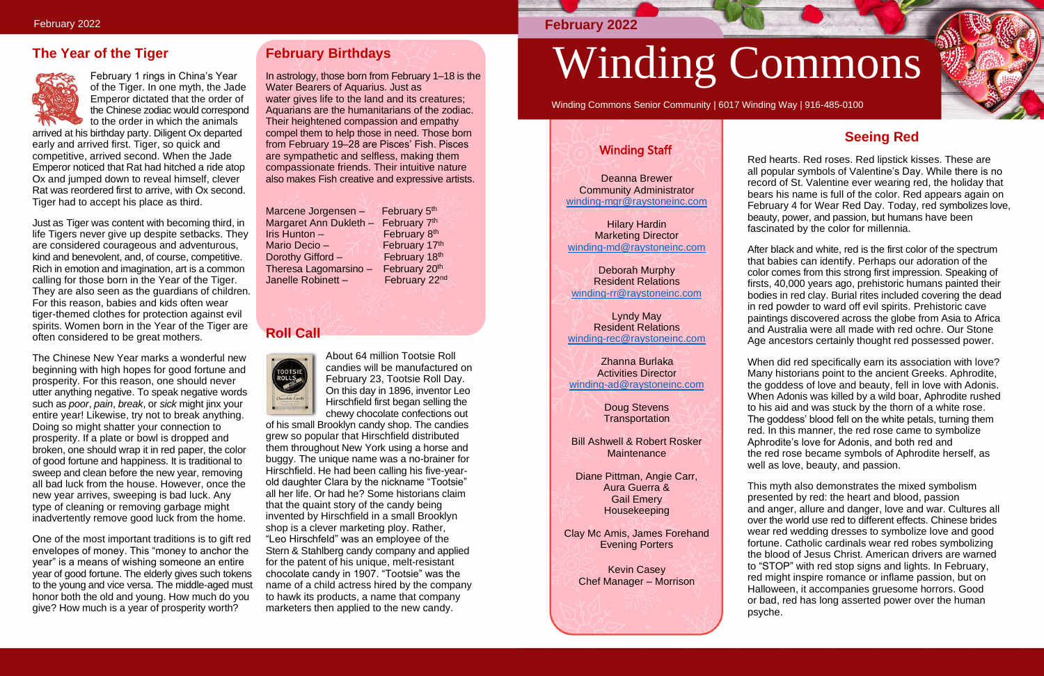# Winding Commons

February 2022

Winding Commons Senior Community | 6017 Winding Way | 916-485-0100

## The Year of the Tiger

February 1 rings in China's Year of the Tiger. In one myth, the Jade Emperor dictated that the order of the Chinese zodiac would correspond to the order in which the animals arrived at his birthday party. Diligent Ox departed early and arrived first. Tiger, so quick and competitive, arrived second. When the Jade Emperor noticed that Rat had hitched a ride atop Ox and jumped down to reveal himself, clever Rat was reordered first to arrive, with Ox second. Tiger had to accept his place as third.

Just as Tiger was content with becoming third, in life Tigers never give up despite setbacks. They are considered courageous and adventurous, kind and benevolent, and, of course, competitive. Rich in emotion and imagination, art is a common calling for those born in the Year of the Tiger. They are also seen as the guardians of children. For this reason, babies and kids often wear tiger-themed clothes for protection against evil spirits. Women born in the Year of the Tiger are often considered to be great mothers.

The Chinese New Year marks a wonderful new beginning with high hopes for good fortune and prosperity. For this reason, one should never utter anything negative. To speak negative words such as *poor*, *pain*, *break*, or *sick* might jinx your entire year! Likewise, try not to break anything. Doing so might shatter your connection to prosperity. If a plate or bowl is dropped and broken, one should wrap it in red paper, the color of good fortune and happiness. It is traditional to sweep and clean before the new year, removing all bad luck from the house. However, once the new year arrives, sweeping is bad luck. Any type of cleaning or removing garbage might inadvertently remove good luck from the home.

One of the most important traditions is to gift red envelopes of money. This "money to anchor the year" is a means of wishing someone an entire year of good fortune. The elderly gives such tokens to the young and vice versa. The middle-aged must honor both the old and young. How much do you give? How much is a year of prosperity worth?

## February Birthdays

In astrology, those born from February 1–18 is the Water Bearers of Aquarius. Just as water gives life to the land and its creatures; Aquarians are the humanitarians of the zodiac. Their heightened compassion and empathy compel them to help those in need. Those born from February 19–28 are Pisces' Fish. Pisces are sympathetic and selfless, making them compassionate friends. Their intuitive nature also makes Fish creative and expressive artists.

Marcene Jorgensen – February 5th
Margaret Ann Dukleth – February 7th
Iris Hunton – February 8th
Mario Decio – February 17th
Dorothy Gifford – February 18th
Theresa Lagomarsino – February 20th
Janelle Robinett – February 22nd

## Roll Call

About 64 million Tootsie Roll candies will be manufactured on February 23, Tootsie Roll Day. On this day in 1896, inventor Leo Hirschfield first began selling the chewy chocolate confections out of his small Brooklyn candy shop. The candies grew so popular that Hirschfield distributed them throughout New York using a horse and buggy. The unique name was a no-brainer for Hirschfield. He had been calling his five-year-old daughter Clara by the nickname "Tootsie" all her life. Or had he? Some historians claim that the quaint story of the candy being invented by Hirschfield in a small Brooklyn shop is a clever marketing ploy. Rather, "Leo Hirschfeld" was an employee of the Stern & Stahlberg candy company and applied for the patent of his unique, melt-resistant chocolate candy in 1907. "Tootsie" was the name of a child actress hired by the company to hawk its products, a name that company marketers then applied to the new candy.

## Winding Staff

Deanna Brewer
Community Administrator
winding-mgr@raystoneinc.com

Hilary Hardin
Marketing Director
winding-md@raystoneinc.com

Deborah Murphy
Resident Relations
winding-rr@raystoneinc.com

Lyndy May
Resident Relations
winding-rec@raystoneinc.com

Zhanna Burlaka
Activities Director
winding-ad@raystoneinc.com

Doug Stevens
Transportation

Bill Ashwell & Robert Rosker
Maintenance

Diane Pittman, Angie Carr, Aura Guerra & Gail Emery
Housekeeping

Clay Mc Amis, James Forehand
Evening Porters

Kevin Casey
Chef Manager – Morrison

## Seeing Red

Red hearts. Red roses. Red lipstick kisses. These are all popular symbols of Valentine's Day. While there is no record of St. Valentine ever wearing red, the holiday that bears his name is full of the color. Red appears again on February 4 for Wear Red Day. Today, red symbolizes love, beauty, power, and passion, but humans have been fascinated by the color for millennia.

After black and white, red is the first color of the spectrum that babies can identify. Perhaps our adoration of the color comes from this strong first impression. Speaking of firsts, 40,000 years ago, prehistoric humans painted their bodies in red clay. Burial rites included covering the dead in red powder to ward off evil spirits. Prehistoric cave paintings discovered across the globe from Asia to Africa and Australia were all made with red ochre. Our Stone Age ancestors certainly thought red possessed power.

When did red specifically earn its association with love? Many historians point to the ancient Greeks. Aphrodite, the goddess of love and beauty, fell in love with Adonis. When Adonis was killed by a wild boar, Aphrodite rushed to his aid and was stuck by the thorn of a white rose. The goddess' blood fell on the white petals, turning them red. In this manner, the red rose came to symbolize Aphrodite's love for Adonis, and both red and the red rose became symbols of Aphrodite herself, as well as love, beauty, and passion.

This myth also demonstrates the mixed symbolism presented by red: the heart and blood, passion and anger, allure and danger, love and war. Cultures all over the world use red to different effects. Chinese brides wear red wedding dresses to symbolize love and good fortune. Catholic cardinals wear red robes symbolizing the blood of Jesus Christ. American drivers are warned to "STOP" with red stop signs and lights. In February, red might inspire romance or inflame passion, but on Halloween, it accompanies gruesome horrors. Good or bad, red has long asserted power over the human psyche.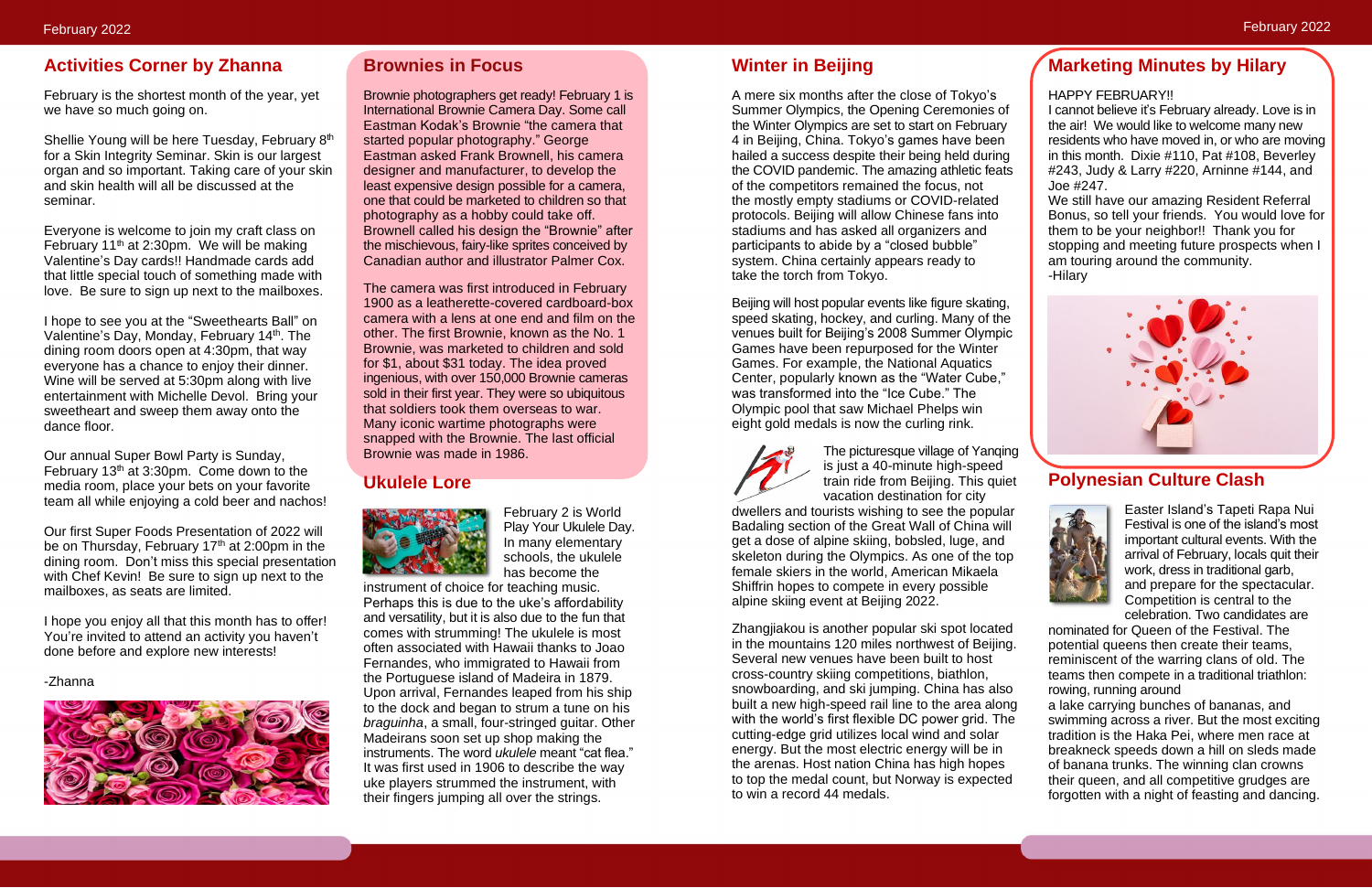## Activities Corner by Zhanna

February is the shortest month of the year, yet we have so much going on.

Shellie Young will be here Tuesday, February 8th for a Skin Integrity Seminar. Skin is our largest organ and so important. Taking care of your skin and skin health will all be discussed at the seminar.

Everyone is welcome to join my craft class on February 11th at 2:30pm. We will be making Valentine's Day cards!! Handmade cards add that little special touch of something made with love. Be sure to sign up next to the mailboxes.

I hope to see you at the "Sweethearts Ball" on Valentine's Day, Monday, February 14th. The dining room doors open at 4:30pm, that way everyone has a chance to enjoy their dinner. Wine will be served at 5:30pm along with live entertainment with Michelle Devol. Bring your sweetheart and sweep them away onto the dance floor.

Our annual Super Bowl Party is Sunday, February 13th at 3:30pm. Come down to the media room, place your bets on your favorite team all while enjoying a cold beer and nachos!

Our first Super Foods Presentation of 2022 will be on Thursday, February 17th at 2:00pm in the dining room. Don't miss this special presentation with Chef Kevin! Be sure to sign up next to the mailboxes, as seats are limited.

I hope you enjoy all that this month has to offer! You're invited to attend an activity you haven't done before and explore new interests!

-Zhanna

## Brownies in Focus

Brownie photographers get ready! February 1 is International Brownie Camera Day. Some call Eastman Kodak's Brownie "the camera that started popular photography." George Eastman asked Frank Brownell, his camera designer and manufacturer, to develop the least expensive design possible for a camera, one that could be marketed to children so that photography as a hobby could take off. Brownell called his design the "Brownie" after the mischievous, fairy-like sprites conceived by Canadian author and illustrator Palmer Cox.

The camera was first introduced in February 1900 as a leatherette-covered cardboard-box camera with a lens at one end and film on the other. The first Brownie, known as the No. 1 Brownie, was marketed to children and sold for $1, about $31 today. The idea proved ingenious, with over 150,000 Brownie cameras sold in their first year. They were so ubiquitous that soldiers took them overseas to war. Many iconic wartime photographs were snapped with the Brownie. The last official Brownie was made in 1986.

## Ukulele Lore

February 2 is World Play Your Ukulele Day. In many elementary schools, the ukulele has become the instrument of choice for teaching music. Perhaps this is due to the uke's affordability and versatility, but it is also due to the fun that comes with strumming! The ukulele is most often associated with Hawaii thanks to Joao Fernandes, who immigrated to Hawaii from the Portuguese island of Madeira in 1879. Upon arrival, Fernandes leaped from his ship to the dock and began to strum a tune on his *braguinha*, a small, four-stringed guitar. Other Madeirans soon set up shop making the instruments. The word *ukulele* meant "cat flea." It was first used in 1906 to describe the way uke players strummed the instrument, with their fingers jumping all over the strings.

## Winter in Beijing

A mere six months after the close of Tokyo's Summer Olympics, the Opening Ceremonies of the Winter Olympics are set to start on February 4 in Beijing, China. Tokyo's games have been hailed a success despite their being held during the COVID pandemic. The amazing athletic feats of the competitors remained the focus, not the mostly empty stadiums or COVID-related protocols. Beijing will allow Chinese fans into stadiums and has asked all organizers and participants to abide by a "closed bubble" system. China certainly appears ready to take the torch from Tokyo.

Beijing will host popular events like figure skating, speed skating, hockey, and curling. Many of the venues built for Beijing's 2008 Summer Olympic Games have been repurposed for the Winter Games. For example, the National Aquatics Center, popularly known as the "Water Cube," was transformed into the "Ice Cube." The Olympic pool that saw Michael Phelps win eight gold medals is now the curling rink.

The picturesque village of Yanqing is just a 40-minute high-speed train ride from Beijing. This quiet vacation destination for city dwellers and tourists wishing to see the popular Badaling section of the Great Wall of China will get a dose of alpine skiing, bobsled, luge, and skeleton during the Olympics. As one of the top female skiers in the world, American Mikaela Shiffrin hopes to compete in every possible alpine skiing event at Beijing 2022.

Zhangjiakou is another popular ski spot located in the mountains 120 miles northwest of Beijing. Several new venues have been built to host cross-country skiing competitions, biathlon, snowboarding, and ski jumping. China has also built a new high-speed rail line to the area along with the world's first flexible DC power grid. The cutting-edge grid utilizes local wind and solar energy. But the most electric energy will be in the arenas. Host nation China has high hopes to top the medal count, but Norway is expected to win a record 44 medals.

## Marketing Minutes by Hilary

HAPPY FEBRUARY!!

I cannot believe it's February already. Love is in the air! We would like to welcome many new residents who have moved in, or who are moving in this month. Dixie #110, Pat #108, Beverley #243, Judy & Larry #220, Arninne #144, and Joe #247.

We still have our amazing Resident Referral Bonus, so tell your friends. You would love for them to be your neighbor!! Thank you for stopping and meeting future prospects when I am touring around the community.

-Hilary

## Polynesian Culture Clash

Easter Island's Tapeti Rapa Nui Festival is one of the island's most important cultural events. With the arrival of February, locals quit their work, dress in traditional garb, and prepare for the spectacular. Competition is central to the celebration. Two candidates are nominated for Queen of the Festival. The potential queens then create their teams, reminiscent of the warring clans of old. The teams then compete in a traditional triathlon: rowing, running around a lake carrying bunches of bananas, and swimming across a river. But the most exciting tradition is the Haka Pei, where men race at breakneck speeds down a hill on sleds made of banana trunks. The winning clan crowns their queen, and all competitive grudges are forgotten with a night of feasting and dancing.